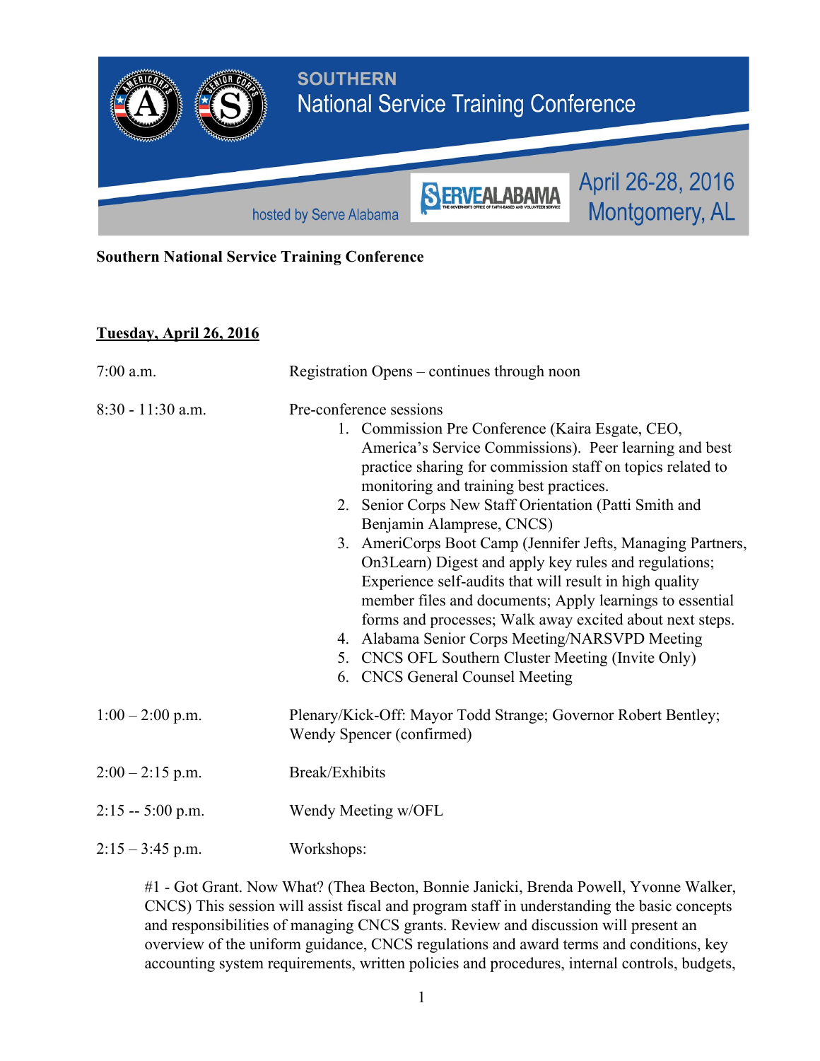SOUTHERN
National Service Training Conference

hosted by Serve Alabama

April 26-28, 2016
Montgomery, AL

**Southern National Service Training Conference**

**Tuesday, April 26, 2016**

7:00 a.m. — Registration Opens – continues through noon

8:30 - 11:30 a.m. — Pre-conference sessions

1. Commission Pre Conference (Kaira Esgate, CEO, America's Service Commissions). Peer learning and best practice sharing for commission staff on topics related to monitoring and training best practices.
2. Senior Corps New Staff Orientation (Patti Smith and Benjamin Alamprese, CNCS)
3. AmeriCorps Boot Camp (Jennifer Jefts, Managing Partners, On3Learn) Digest and apply key rules and regulations; Experience self-audits that will result in high quality member files and documents; Apply learnings to essential forms and processes; Walk away excited about next steps.
4. Alabama Senior Corps Meeting/NARSVPD Meeting
5. CNCS OFL Southern Cluster Meeting (Invite Only)
6. CNCS General Counsel Meeting

1:00 – 2:00 p.m. — Plenary/Kick-Off: Mayor Todd Strange; Governor Robert Bentley; Wendy Spencer (confirmed)

2:00 – 2:15 p.m. — Break/Exhibits

2:15 -- 5:00 p.m. — Wendy Meeting w/OFL

2:15 – 3:45 p.m. — Workshops:

#1 - Got Grant. Now What? (Thea Becton, Bonnie Janicki, Brenda Powell, Yvonne Walker, CNCS) This session will assist fiscal and program staff in understanding the basic concepts and responsibilities of managing CNCS grants. Review and discussion will present an overview of the uniform guidance, CNCS regulations and award terms and conditions, key accounting system requirements, written policies and procedures, internal controls, budgets,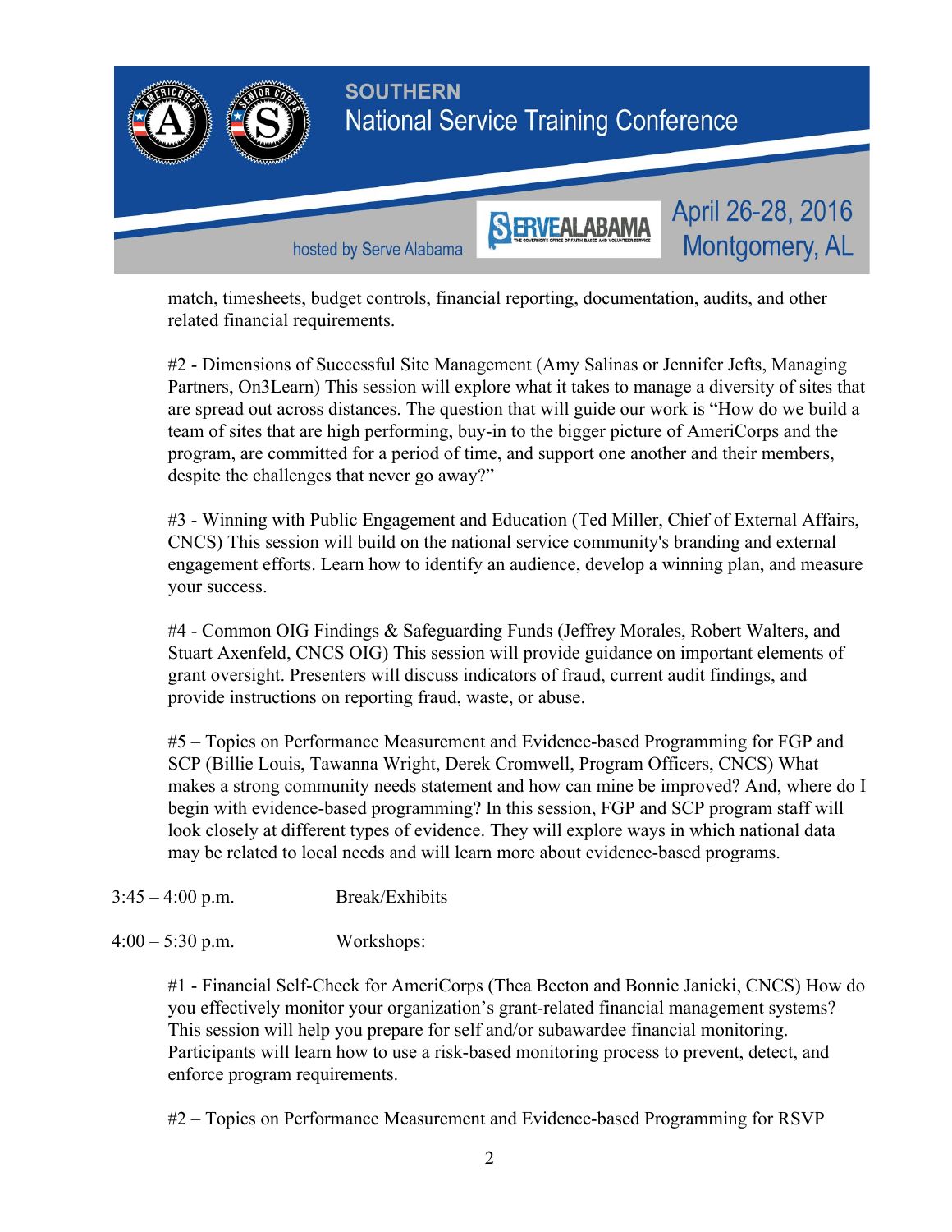match, timesheets, budget controls, financial reporting, documentation, audits, and other related financial requirements.

#2 - Dimensions of Successful Site Management (Amy Salinas or Jennifer Jefts, Managing Partners, On3Learn) This session will explore what it takes to manage a diversity of sites that are spread out across distances. The question that will guide our work is "How do we build a team of sites that are high performing, buy-in to the bigger picture of AmeriCorps and the program, are committed for a period of time, and support one another and their members, despite the challenges that never go away?"

#3 - Winning with Public Engagement and Education (Ted Miller, Chief of External Affairs, CNCS) This session will build on the national service community's branding and external engagement efforts. Learn how to identify an audience, develop a winning plan, and measure your success.

#4 - Common OIG Findings & Safeguarding Funds (Jeffrey Morales, Robert Walters, and Stuart Axenfeld, CNCS OIG) This session will provide guidance on important elements of grant oversight. Presenters will discuss indicators of fraud, current audit findings, and provide instructions on reporting fraud, waste, or abuse.

#5 – Topics on Performance Measurement and Evidence-based Programming for FGP and SCP (Billie Louis, Tawanna Wright, Derek Cromwell, Program Officers, CNCS) What makes a strong community needs statement and how can mine be improved? And, where do I begin with evidence-based programming? In this session, FGP and SCP program staff will look closely at different types of evidence. They will explore ways in which national data may be related to local needs and will learn more about evidence-based programs.

3:45 – 4:00 p.m. Break/Exhibits

4:00 – 5:30 p.m. Workshops:

#1 - Financial Self-Check for AmeriCorps (Thea Becton and Bonnie Janicki, CNCS) How do you effectively monitor your organization's grant-related financial management systems? This session will help you prepare for self and/or subawardee financial monitoring. Participants will learn how to use a risk-based monitoring process to prevent, detect, and enforce program requirements.

#2 – Topics on Performance Measurement and Evidence-based Programming for RSVP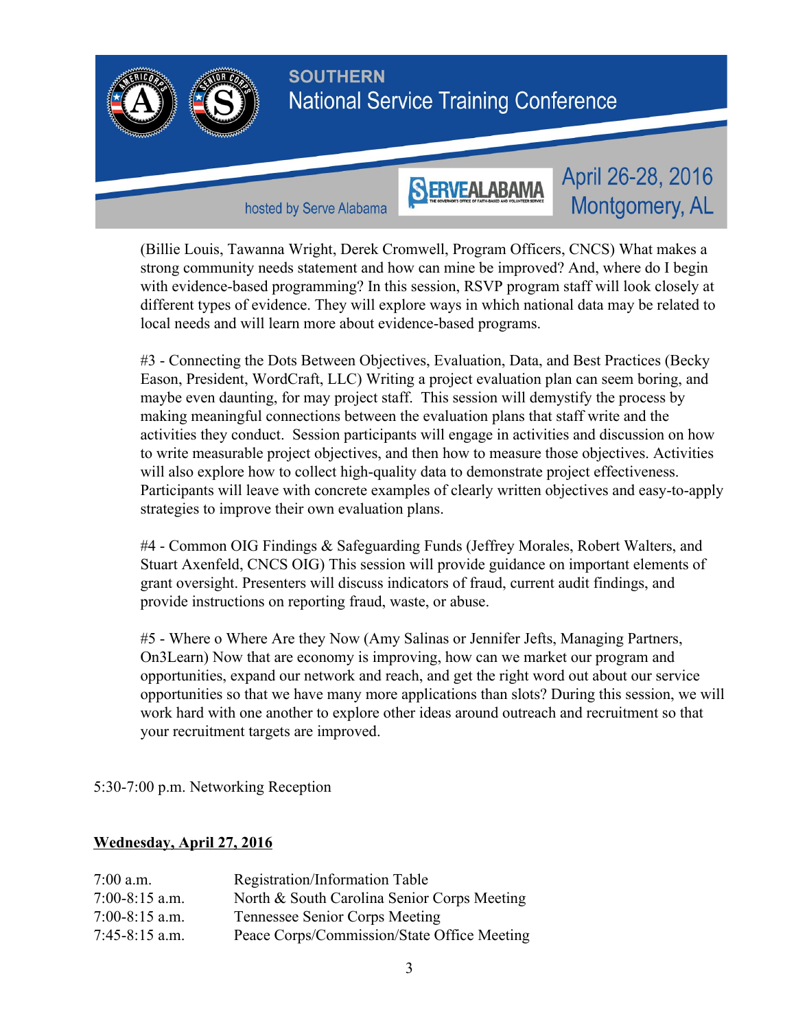(Billie Louis, Tawanna Wright, Derek Cromwell, Program Officers, CNCS) What makes a strong community needs statement and how can mine be improved? And, where do I begin with evidence-based programming? In this session, RSVP program staff will look closely at different types of evidence. They will explore ways in which national data may be related to local needs and will learn more about evidence-based programs.

#3 - Connecting the Dots Between Objectives, Evaluation, Data, and Best Practices (Becky Eason, President, WordCraft, LLC) Writing a project evaluation plan can seem boring, and maybe even daunting, for may project staff. This session will demystify the process by making meaningful connections between the evaluation plans that staff write and the activities they conduct. Session participants will engage in activities and discussion on how to write measurable project objectives, and then how to measure those objectives. Activities will also explore how to collect high-quality data to demonstrate project effectiveness. Participants will leave with concrete examples of clearly written objectives and easy-to-apply strategies to improve their own evaluation plans.

#4 - Common OIG Findings & Safeguarding Funds (Jeffrey Morales, Robert Walters, and Stuart Axenfeld, CNCS OIG) This session will provide guidance on important elements of grant oversight. Presenters will discuss indicators of fraud, current audit findings, and provide instructions on reporting fraud, waste, or abuse.

#5 - Where o Where Are they Now (Amy Salinas or Jennifer Jefts, Managing Partners, On3Learn) Now that are economy is improving, how can we market our program and opportunities, expand our network and reach, and get the right word out about our service opportunities so that we have many more applications than slots? During this session, we will work hard with one another to explore other ideas around outreach and recruitment so that your recruitment targets are improved.

5:30-7:00 p.m. Networking Reception

**Wednesday, April 27, 2016**

| | |
|---|---|
| 7:00 a.m. | Registration/Information Table |
| 7:00-8:15 a.m. | North & South Carolina Senior Corps Meeting |
| 7:00-8:15 a.m. | Tennessee Senior Corps Meeting |
| 7:45-8:15 a.m. | Peace Corps/Commission/State Office Meeting |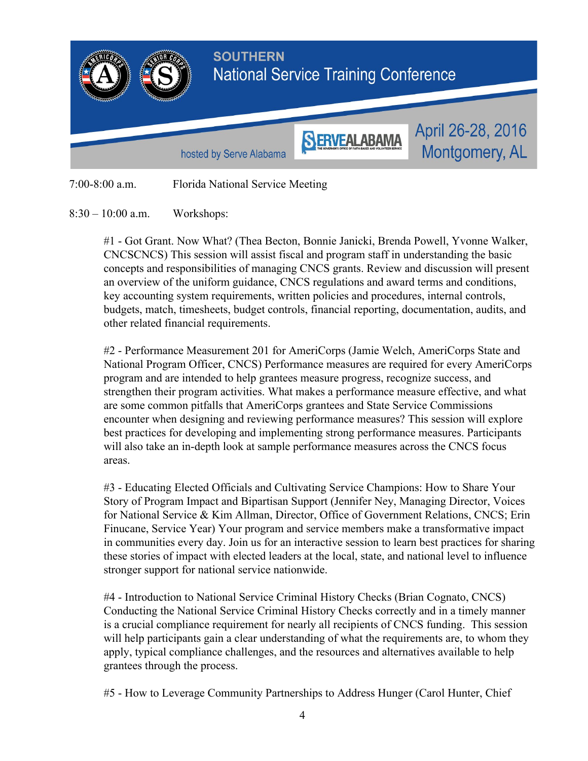7:00-8:00 a.m. Florida National Service Meeting

8:30 – 10:00 a.m. Workshops:

#1 - Got Grant. Now What? (Thea Becton, Bonnie Janicki, Brenda Powell, Yvonne Walker, CNCSCNCS) This session will assist fiscal and program staff in understanding the basic concepts and responsibilities of managing CNCS grants. Review and discussion will present an overview of the uniform guidance, CNCS regulations and award terms and conditions, key accounting system requirements, written policies and procedures, internal controls, budgets, match, timesheets, budget controls, financial reporting, documentation, audits, and other related financial requirements.

#2 - Performance Measurement 201 for AmeriCorps (Jamie Welch, AmeriCorps State and National Program Officer, CNCS) Performance measures are required for every AmeriCorps program and are intended to help grantees measure progress, recognize success, and strengthen their program activities. What makes a performance measure effective, and what are some common pitfalls that AmeriCorps grantees and State Service Commissions encounter when designing and reviewing performance measures? This session will explore best practices for developing and implementing strong performance measures. Participants will also take an in-depth look at sample performance measures across the CNCS focus areas.

#3 - Educating Elected Officials and Cultivating Service Champions: How to Share Your Story of Program Impact and Bipartisan Support (Jennifer Ney, Managing Director, Voices for National Service & Kim Allman, Director, Office of Government Relations, CNCS; Erin Finucane, Service Year) Your program and service members make a transformative impact in communities every day. Join us for an interactive session to learn best practices for sharing these stories of impact with elected leaders at the local, state, and national level to influence stronger support for national service nationwide.

#4 - Introduction to National Service Criminal History Checks (Brian Cognato, CNCS) Conducting the National Service Criminal History Checks correctly and in a timely manner is a crucial compliance requirement for nearly all recipients of CNCS funding. This session will help participants gain a clear understanding of what the requirements are, to whom they apply, typical compliance challenges, and the resources and alternatives available to help grantees through the process.

#5 - How to Leverage Community Partnerships to Address Hunger (Carol Hunter, Chief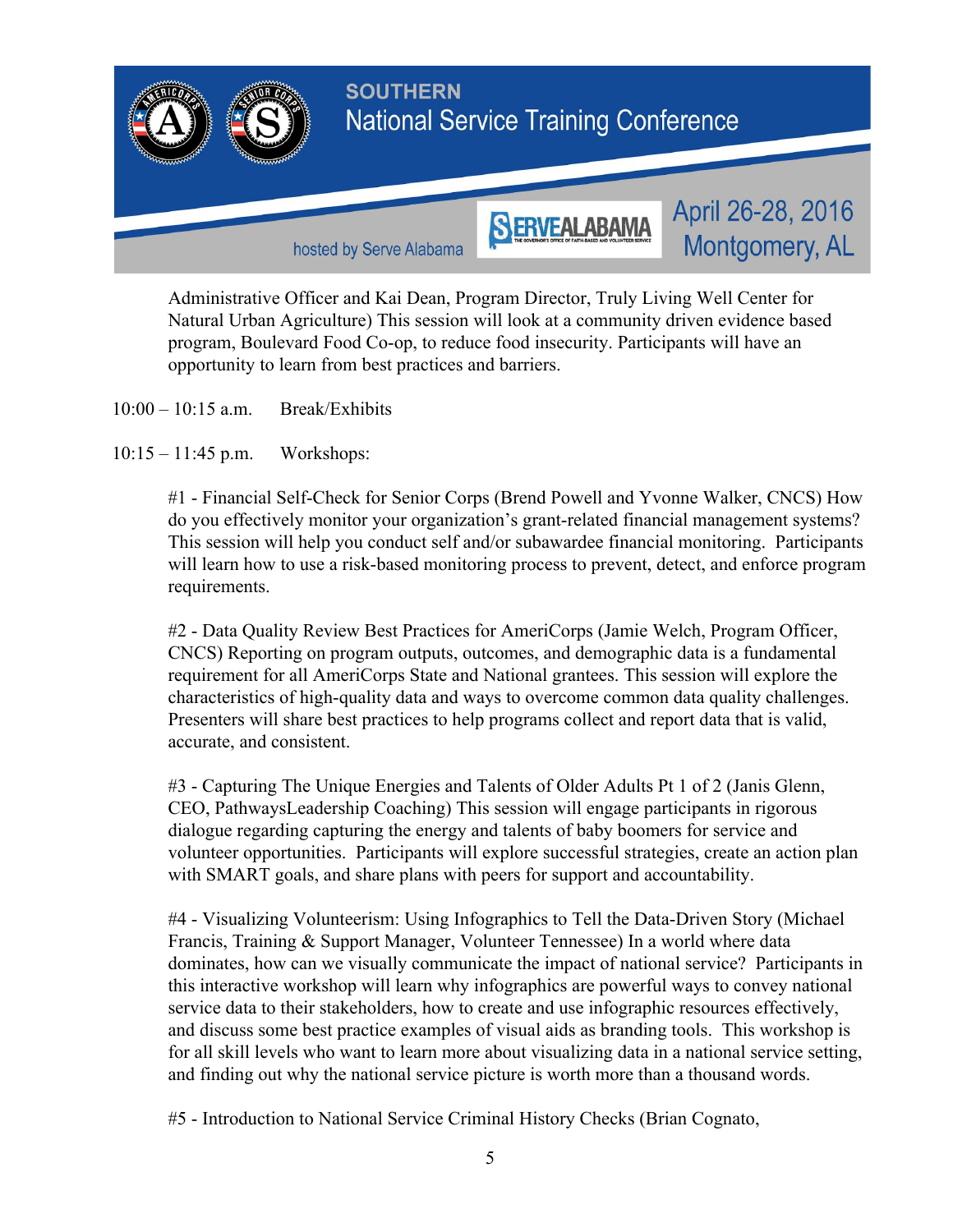Administrative Officer and Kai Dean, Program Director, Truly Living Well Center for Natural Urban Agriculture) This session will look at a community driven evidence based program, Boulevard Food Co-op, to reduce food insecurity. Participants will have an opportunity to learn from best practices and barriers.

10:00 – 10:15 a.m. Break/Exhibits

10:15 – 11:45 p.m. Workshops:

#1 - Financial Self-Check for Senior Corps (Brend Powell and Yvonne Walker, CNCS) How do you effectively monitor your organization's grant-related financial management systems? This session will help you conduct self and/or subawardee financial monitoring. Participants will learn how to use a risk-based monitoring process to prevent, detect, and enforce program requirements.

#2 - Data Quality Review Best Practices for AmeriCorps (Jamie Welch, Program Officer, CNCS) Reporting on program outputs, outcomes, and demographic data is a fundamental requirement for all AmeriCorps State and National grantees. This session will explore the characteristics of high-quality data and ways to overcome common data quality challenges. Presenters will share best practices to help programs collect and report data that is valid, accurate, and consistent.

#3 - Capturing The Unique Energies and Talents of Older Adults Pt 1 of 2 (Janis Glenn, CEO, PathwaysLeadership Coaching) This session will engage participants in rigorous dialogue regarding capturing the energy and talents of baby boomers for service and volunteer opportunities. Participants will explore successful strategies, create an action plan with SMART goals, and share plans with peers for support and accountability.

#4 - Visualizing Volunteerism: Using Infographics to Tell the Data-Driven Story (Michael Francis, Training & Support Manager, Volunteer Tennessee) In a world where data dominates, how can we visually communicate the impact of national service? Participants in this interactive workshop will learn why infographics are powerful ways to convey national service data to their stakeholders, how to create and use infographic resources effectively, and discuss some best practice examples of visual aids as branding tools. This workshop is for all skill levels who want to learn more about visualizing data in a national service setting, and finding out why the national service picture is worth more than a thousand words.

#5 - Introduction to National Service Criminal History Checks (Brian Cognato,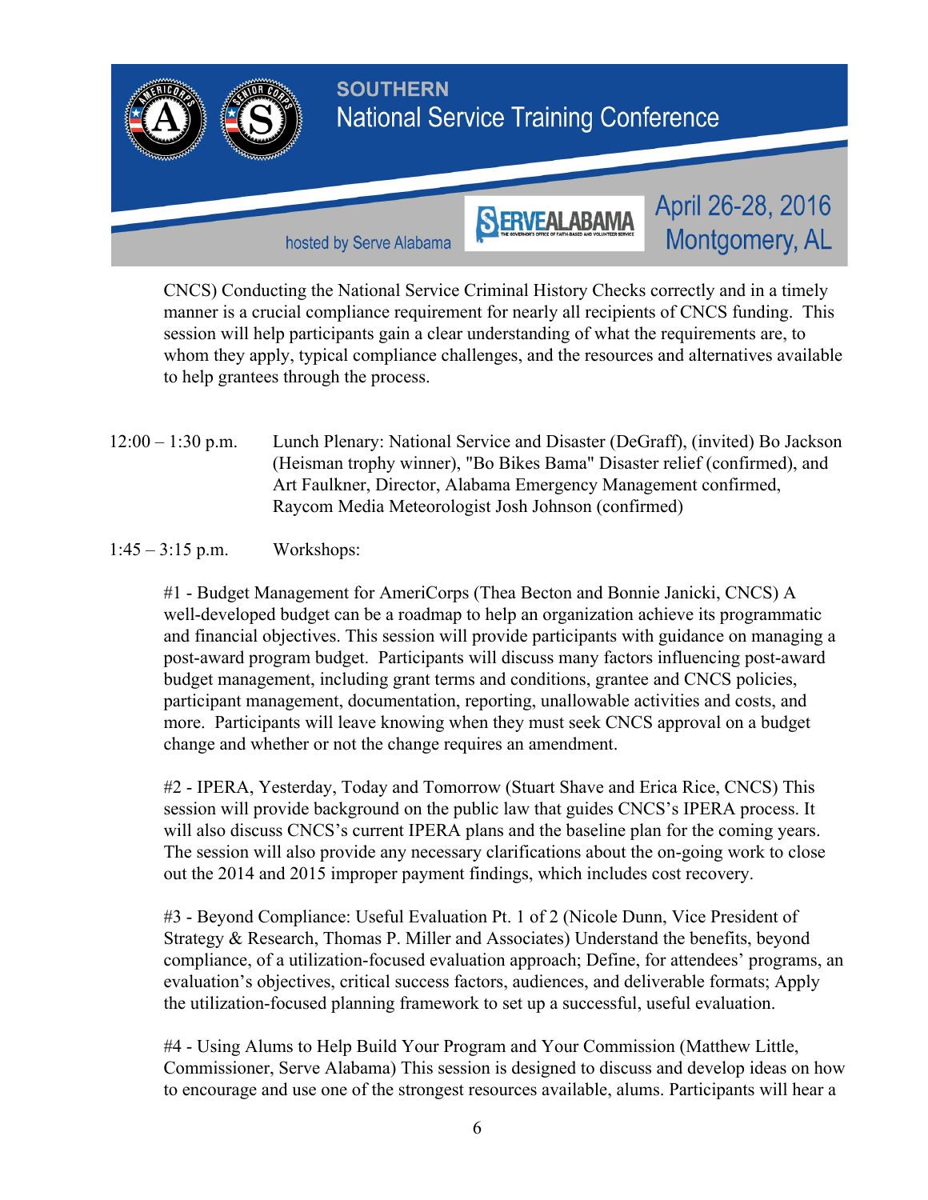CNCS) Conducting the National Service Criminal History Checks correctly and in a timely manner is a crucial compliance requirement for nearly all recipients of CNCS funding. This session will help participants gain a clear understanding of what the requirements are, to whom they apply, typical compliance challenges, and the resources and alternatives available to help grantees through the process.

12:00 – 1:30 p.m. Lunch Plenary: National Service and Disaster (DeGraff), (invited) Bo Jackson (Heisman trophy winner), "Bo Bikes Bama" Disaster relief (confirmed), and Art Faulkner, Director, Alabama Emergency Management confirmed, Raycom Media Meteorologist Josh Johnson (confirmed)

1:45 – 3:15 p.m. Workshops:

#1 - Budget Management for AmeriCorps (Thea Becton and Bonnie Janicki, CNCS) A well-developed budget can be a roadmap to help an organization achieve its programmatic and financial objectives. This session will provide participants with guidance on managing a post-award program budget. Participants will discuss many factors influencing post-award budget management, including grant terms and conditions, grantee and CNCS policies, participant management, documentation, reporting, unallowable activities and costs, and more. Participants will leave knowing when they must seek CNCS approval on a budget change and whether or not the change requires an amendment.

#2 - IPERA, Yesterday, Today and Tomorrow (Stuart Shave and Erica Rice, CNCS) This session will provide background on the public law that guides CNCS's IPERA process. It will also discuss CNCS's current IPERA plans and the baseline plan for the coming years. The session will also provide any necessary clarifications about the on-going work to close out the 2014 and 2015 improper payment findings, which includes cost recovery.

#3 - Beyond Compliance: Useful Evaluation Pt. 1 of 2 (Nicole Dunn, Vice President of Strategy & Research, Thomas P. Miller and Associates) Understand the benefits, beyond compliance, of a utilization-focused evaluation approach; Define, for attendees' programs, an evaluation's objectives, critical success factors, audiences, and deliverable formats; Apply the utilization-focused planning framework to set up a successful, useful evaluation.

#4 - Using Alums to Help Build Your Program and Your Commission (Matthew Little, Commissioner, Serve Alabama) This session is designed to discuss and develop ideas on how to encourage and use one of the strongest resources available, alums. Participants will hear a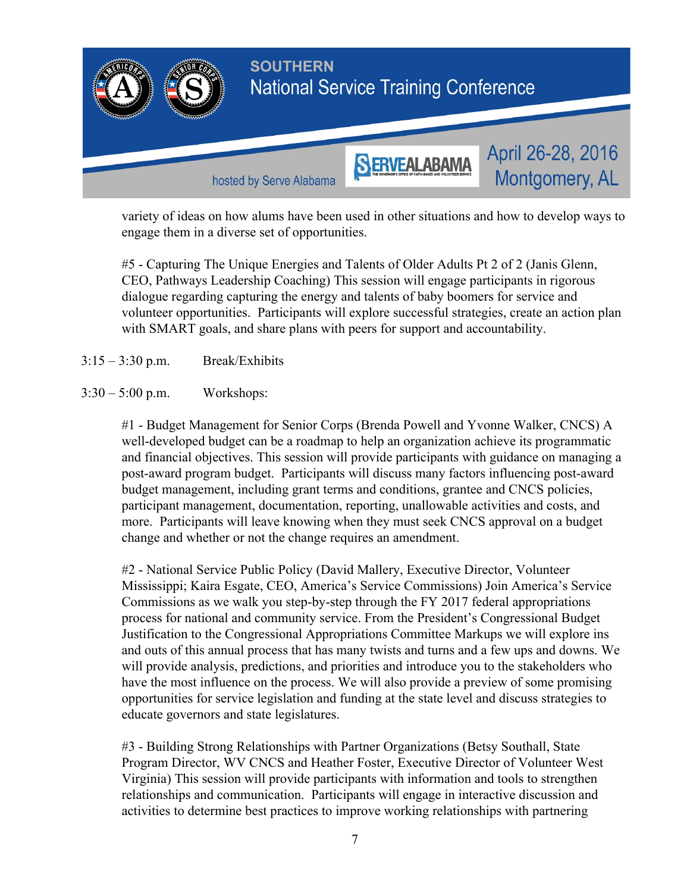variety of ideas on how alums have been used in other situations and how to develop ways to engage them in a diverse set of opportunities.

#5 - Capturing The Unique Energies and Talents of Older Adults Pt 2 of 2 (Janis Glenn, CEO, Pathways Leadership Coaching) This session will engage participants in rigorous dialogue regarding capturing the energy and talents of baby boomers for service and volunteer opportunities. Participants will explore successful strategies, create an action plan with SMART goals, and share plans with peers for support and accountability.

3:15 – 3:30 p.m. Break/Exhibits

3:30 – 5:00 p.m. Workshops:

#1 - Budget Management for Senior Corps (Brenda Powell and Yvonne Walker, CNCS) A well-developed budget can be a roadmap to help an organization achieve its programmatic and financial objectives. This session will provide participants with guidance on managing a post-award program budget. Participants will discuss many factors influencing post-award budget management, including grant terms and conditions, grantee and CNCS policies, participant management, documentation, reporting, unallowable activities and costs, and more. Participants will leave knowing when they must seek CNCS approval on a budget change and whether or not the change requires an amendment.

#2 - National Service Public Policy (David Mallery, Executive Director, Volunteer Mississippi; Kaira Esgate, CEO, America's Service Commissions) Join America's Service Commissions as we walk you step-by-step through the FY 2017 federal appropriations process for national and community service. From the President's Congressional Budget Justification to the Congressional Appropriations Committee Markups we will explore ins and outs of this annual process that has many twists and turns and a few ups and downs. We will provide analysis, predictions, and priorities and introduce you to the stakeholders who have the most influence on the process. We will also provide a preview of some promising opportunities for service legislation and funding at the state level and discuss strategies to educate governors and state legislatures.

#3 - Building Strong Relationships with Partner Organizations (Betsy Southall, State Program Director, WV CNCS and Heather Foster, Executive Director of Volunteer West Virginia) This session will provide participants with information and tools to strengthen relationships and communication. Participants will engage in interactive discussion and activities to determine best practices to improve working relationships with partnering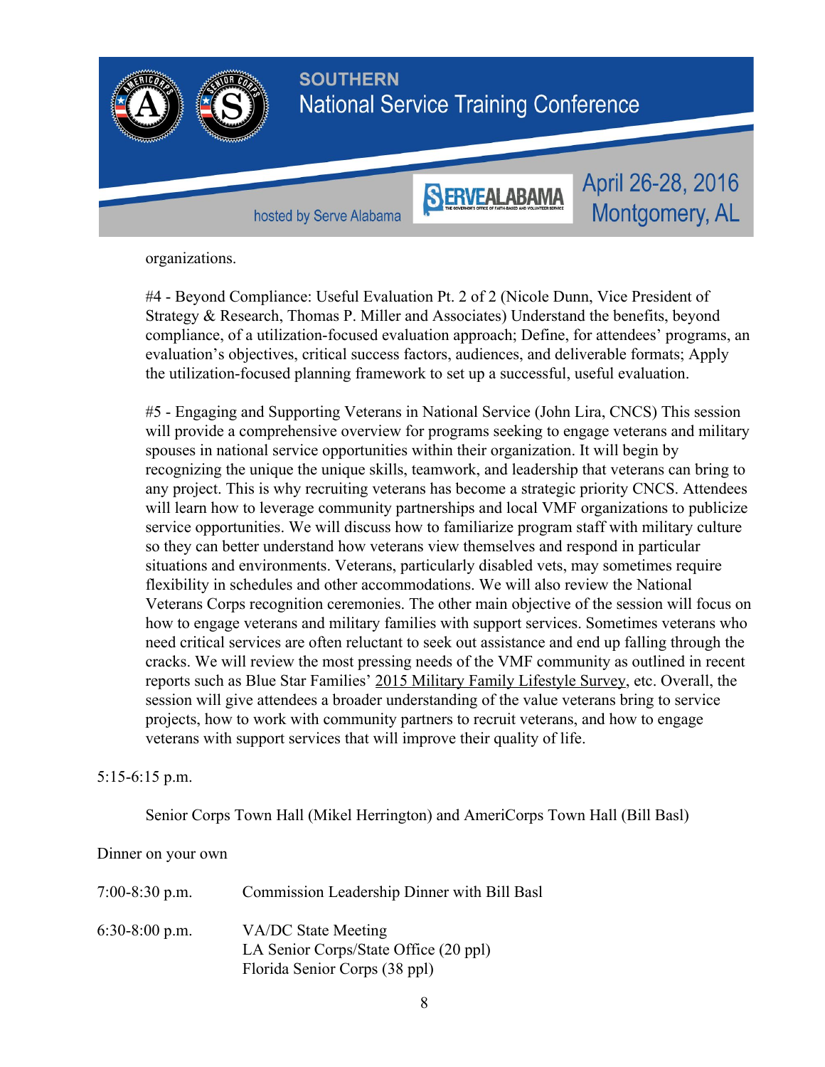organizations.

#4 - Beyond Compliance: Useful Evaluation Pt. 2 of 2 (Nicole Dunn, Vice President of Strategy & Research, Thomas P. Miller and Associates) Understand the benefits, beyond compliance, of a utilization-focused evaluation approach; Define, for attendees' programs, an evaluation's objectives, critical success factors, audiences, and deliverable formats; Apply the utilization-focused planning framework to set up a successful, useful evaluation.

#5 - Engaging and Supporting Veterans in National Service (John Lira, CNCS) This session will provide a comprehensive overview for programs seeking to engage veterans and military spouses in national service opportunities within their organization. It will begin by recognizing the unique the unique skills, teamwork, and leadership that veterans can bring to any project. This is why recruiting veterans has become a strategic priority CNCS. Attendees will learn how to leverage community partnerships and local VMF organizations to publicize service opportunities. We will discuss how to familiarize program staff with military culture so they can better understand how veterans view themselves and respond in particular situations and environments. Veterans, particularly disabled vets, may sometimes require flexibility in schedules and other accommodations. We will also review the National Veterans Corps recognition ceremonies. The other main objective of the session will focus on how to engage veterans and military families with support services. Sometimes veterans who need critical services are often reluctant to seek out assistance and end up falling through the cracks. We will review the most pressing needs of the VMF community as outlined in recent reports such as Blue Star Families' 2015 Military Family Lifestyle Survey, etc. Overall, the session will give attendees a broader understanding of the value veterans bring to service projects, how to work with community partners to recruit veterans, and how to engage veterans with support services that will improve their quality of life.

5:15-6:15 p.m.

Senior Corps Town Hall (Mikel Herrington) and AmeriCorps Town Hall (Bill Basl)

Dinner on your own

7:00-8:30 p.m. Commission Leadership Dinner with Bill Basl

6:30-8:00 p.m. VA/DC State Meeting
LA Senior Corps/State Office (20 ppl)
Florida Senior Corps (38 ppl)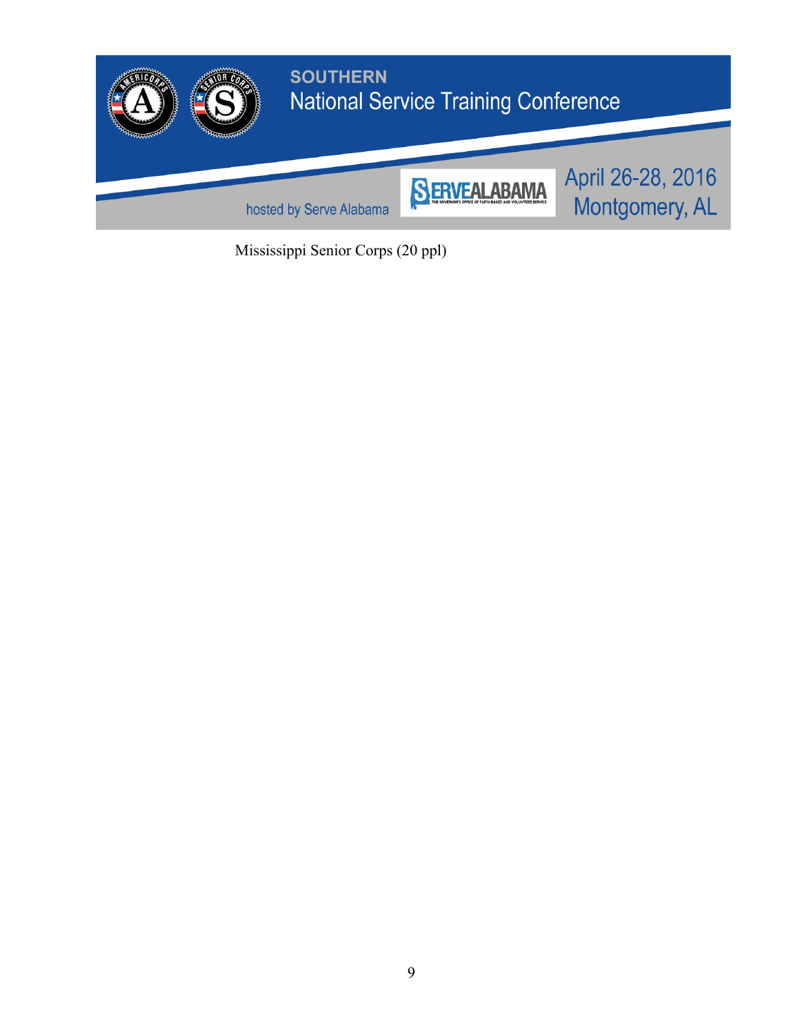Mississippi Senior Corps (20 ppl)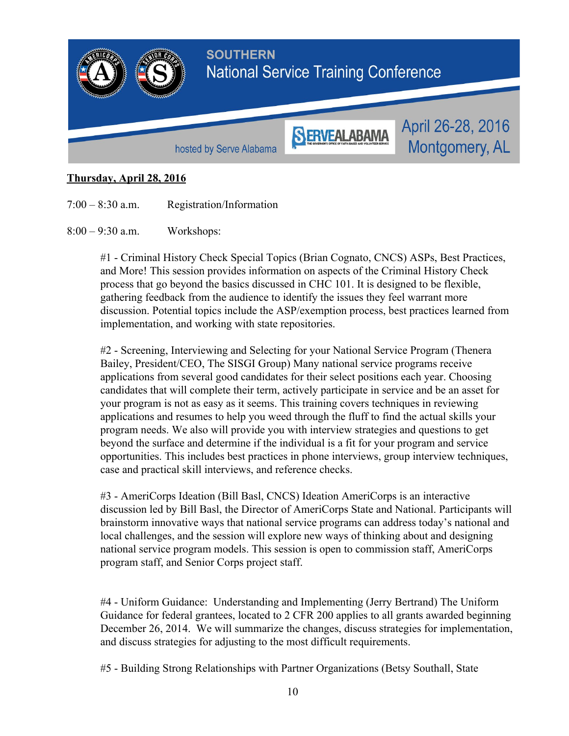SOUTHERN National Service Training Conference

hosted by Serve Alabama

April 26-28, 2016 Montgomery, AL

**Thursday, April 28, 2016**

7:00 – 8:30 a.m. Registration/Information

8:00 – 9:30 a.m. Workshops:

#1 - Criminal History Check Special Topics (Brian Cognato, CNCS) ASPs, Best Practices, and More! This session provides information on aspects of the Criminal History Check process that go beyond the basics discussed in CHC 101. It is designed to be flexible, gathering feedback from the audience to identify the issues they feel warrant more discussion. Potential topics include the ASP/exemption process, best practices learned from implementation, and working with state repositories.

#2 - Screening, Interviewing and Selecting for your National Service Program (Thenera Bailey, President/CEO, The SISGI Group) Many national service programs receive applications from several good candidates for their select positions each year. Choosing candidates that will complete their term, actively participate in service and be an asset for your program is not as easy as it seems. This training covers techniques in reviewing applications and resumes to help you weed through the fluff to find the actual skills your program needs. We also will provide you with interview strategies and questions to get beyond the surface and determine if the individual is a fit for your program and service opportunities. This includes best practices in phone interviews, group interview techniques, case and practical skill interviews, and reference checks.

#3 - AmeriCorps Ideation (Bill Basl, CNCS) Ideation AmeriCorps is an interactive discussion led by Bill Basl, the Director of AmeriCorps State and National. Participants will brainstorm innovative ways that national service programs can address today's national and local challenges, and the session will explore new ways of thinking about and designing national service program models. This session is open to commission staff, AmeriCorps program staff, and Senior Corps project staff.

#4 - Uniform Guidance: Understanding and Implementing (Jerry Bertrand) The Uniform Guidance for federal grantees, located to 2 CFR 200 applies to all grants awarded beginning December 26, 2014. We will summarize the changes, discuss strategies for implementation, and discuss strategies for adjusting to the most difficult requirements.

#5 - Building Strong Relationships with Partner Organizations (Betsy Southall, State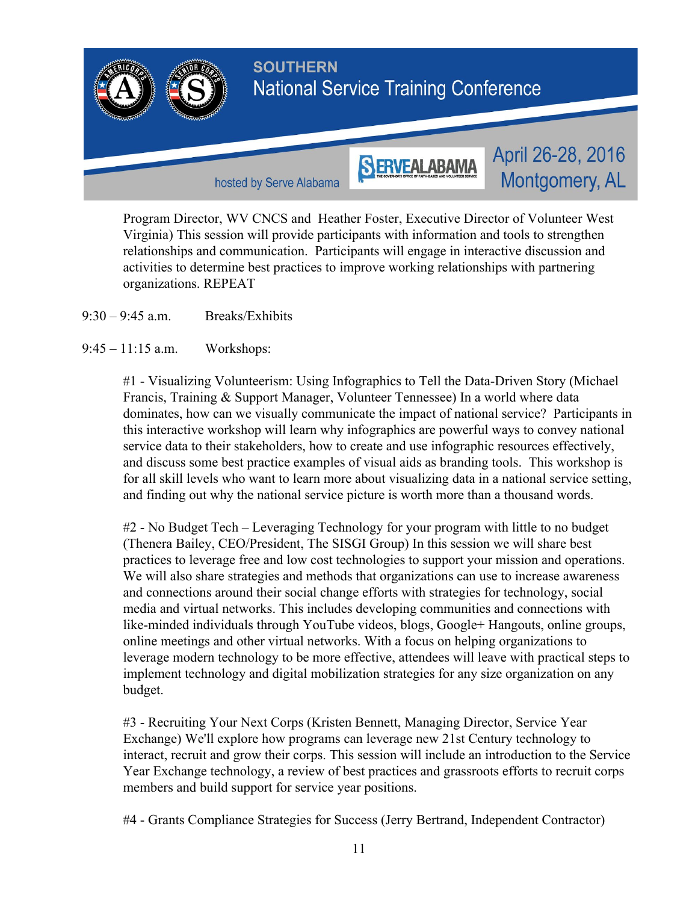Program Director, WV CNCS and  Heather Foster, Executive Director of Volunteer West Virginia) This session will provide participants with information and tools to strengthen relationships and communication.  Participants will engage in interactive discussion and activities to determine best practices to improve working relationships with partnering organizations. REPEAT

9:30 – 9:45 a.m.        Breaks/Exhibits

9:45 – 11:15 a.m.       Workshops:

#1 - Visualizing Volunteerism: Using Infographics to Tell the Data-Driven Story (Michael Francis, Training & Support Manager, Volunteer Tennessee) In a world where data dominates, how can we visually communicate the impact of national service?  Participants in this interactive workshop will learn why infographics are powerful ways to convey national service data to their stakeholders, how to create and use infographic resources effectively, and discuss some best practice examples of visual aids as branding tools.  This workshop is for all skill levels who want to learn more about visualizing data in a national service setting, and finding out why the national service picture is worth more than a thousand words.

#2 - No Budget Tech – Leveraging Technology for your program with little to no budget (Thenera Bailey, CEO/President, The SISGI Group) In this session we will share best practices to leverage free and low cost technologies to support your mission and operations. We will also share strategies and methods that organizations can use to increase awareness and connections around their social change efforts with strategies for technology, social media and virtual networks. This includes developing communities and connections with like-minded individuals through YouTube videos, blogs, Google+ Hangouts, online groups, online meetings and other virtual networks. With a focus on helping organizations to leverage modern technology to be more effective, attendees will leave with practical steps to implement technology and digital mobilization strategies for any size organization on any budget.

#3 - Recruiting Your Next Corps (Kristen Bennett, Managing Director, Service Year Exchange) We'll explore how programs can leverage new 21st Century technology to interact, recruit and grow their corps. This session will include an introduction to the Service Year Exchange technology, a review of best practices and grassroots efforts to recruit corps members and build support for service year positions.

#4 - Grants Compliance Strategies for Success (Jerry Bertrand, Independent Contractor)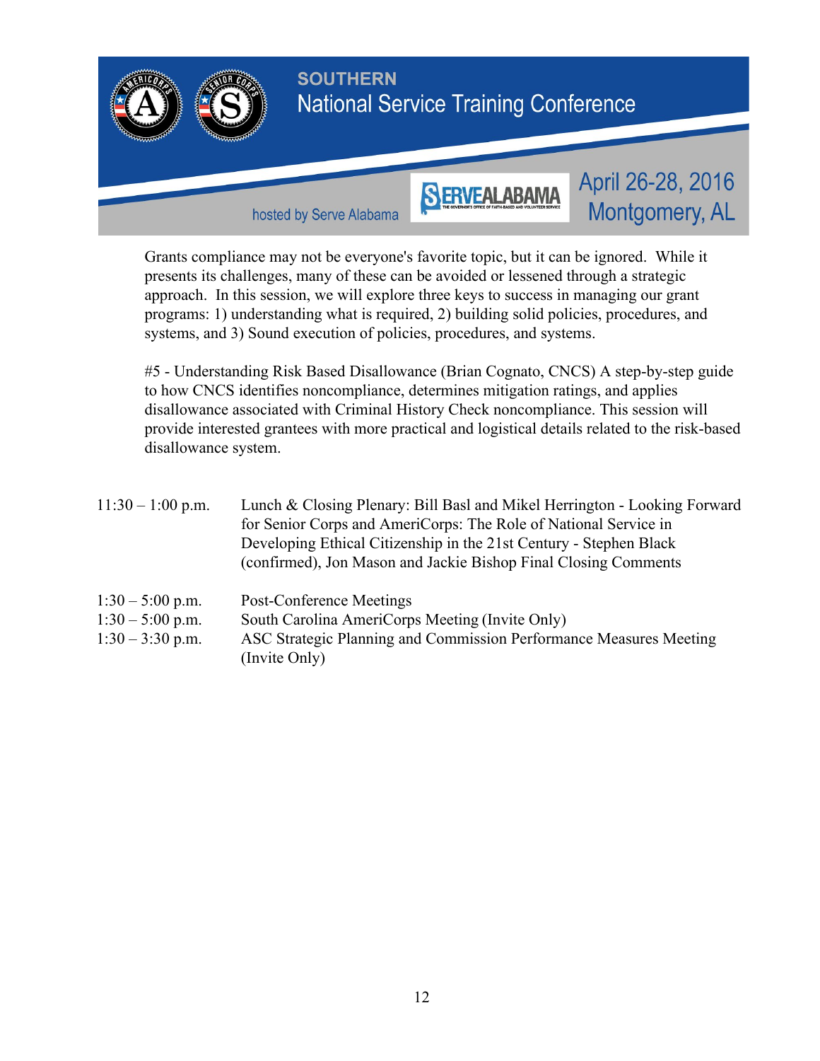Grants compliance may not be everyone's favorite topic, but it can be ignored. While it presents its challenges, many of these can be avoided or lessened through a strategic approach. In this session, we will explore three keys to success in managing our grant programs: 1) understanding what is required, 2) building solid policies, procedures, and systems, and 3) Sound execution of policies, procedures, and systems.

#5 - Understanding Risk Based Disallowance (Brian Cognato, CNCS) A step-by-step guide to how CNCS identifies noncompliance, determines mitigation ratings, and applies disallowance associated with Criminal History Check noncompliance. This session will provide interested grantees with more practical and logistical details related to the risk-based disallowance system.

| | |
|---|---|
| 11:30 – 1:00 p.m. | Lunch & Closing Plenary: Bill Basl and Mikel Herrington - Looking Forward for Senior Corps and AmeriCorps: The Role of National Service in Developing Ethical Citizenship in the 21st Century - Stephen Black (confirmed), Jon Mason and Jackie Bishop Final Closing Comments |
| 1:30 – 5:00 p.m. | Post-Conference Meetings |
| 1:30 – 5:00 p.m. | South Carolina AmeriCorps Meeting (Invite Only) |
| 1:30 – 3:30 p.m. | ASC Strategic Planning and Commission Performance Measures Meeting (Invite Only) |